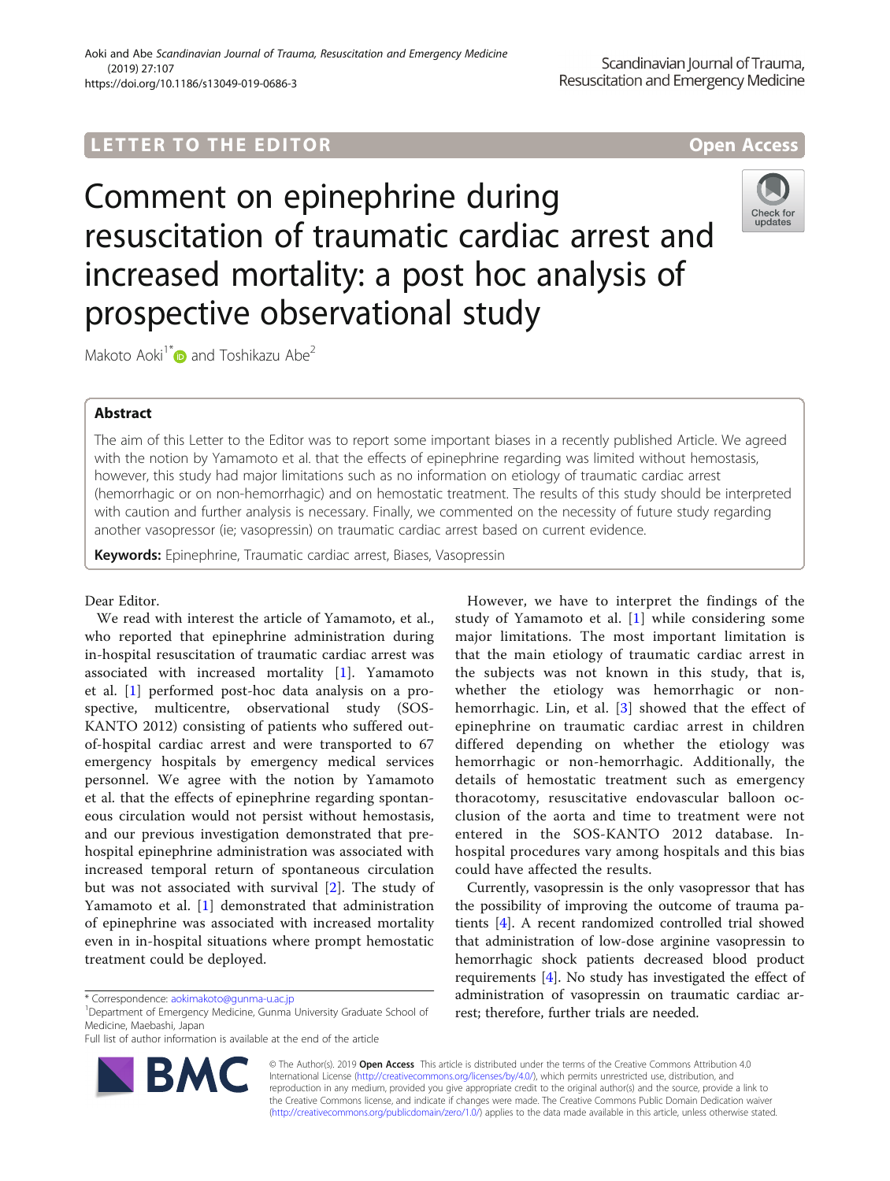LETTER TO THE EDITOR

Open Access

# Comment on epinephrine during resuscitation of traumatic cardiac arrest and increased mortality: a post hoc analysis of prospective observational study

Makoto Aoki[1*] and Toshikazu Abe[2]

## Abstract

The aim of this Letter to the Editor was to report some important biases in a recently published Article. We agreed with the notion by Yamamoto et al. that the effects of epinephrine regarding was limited without hemostasis, however, this study had major limitations such as no information on etiology of traumatic cardiac arrest (hemorrhagic or on non-hemorrhagic) and on hemostatic treatment. The results of this study should be interpreted with caution and further analysis is necessary. Finally, we commented on the necessity of future study regarding another vasopressor (ie; vasopressin) on traumatic cardiac arrest based on current evidence.

**Keywords:** Epinephrine, Traumatic cardiac arrest, Biases, Vasopressin

Dear Editor.

We read with interest the article of Yamamoto, et al., who reported that epinephrine administration during in-hospital resuscitation of traumatic cardiac arrest was associated with increased mortality [1]. Yamamoto et al. [1] performed post-hoc data analysis on a prospective, multicentre, observational study (SOS-KANTO 2012) consisting of patients who suffered out-of-hospital cardiac arrest and were transported to 67 emergency hospitals by emergency medical services personnel. We agree with the notion by Yamamoto et al. that the effects of epinephrine regarding spontaneous circulation would not persist without hemostasis, and our previous investigation demonstrated that pre-hospital epinephrine administration was associated with increased temporal return of spontaneous circulation but was not associated with survival [2]. The study of Yamamoto et al. [1] demonstrated that administration of epinephrine was associated with increased mortality even in in-hospital situations where prompt hemostatic treatment could be deployed.

However, we have to interpret the findings of the study of Yamamoto et al. [1] while considering some major limitations. The most important limitation is that the main etiology of traumatic cardiac arrest in the subjects was not known in this study, that is, whether the etiology was hemorrhagic or non-hemorrhagic. Lin, et al. [3] showed that the effect of epinephrine on traumatic cardiac arrest in children differed depending on whether the etiology was hemorrhagic or non-hemorrhagic. Additionally, the details of hemostatic treatment such as emergency thoracotomy, resuscitative endovascular balloon occlusion of the aorta and time to treatment were not entered in the SOS-KANTO 2012 database. In-hospital procedures vary among hospitals and this bias could have affected the results.

Currently, vasopressin is the only vasopressor that has the possibility of improving the outcome of trauma patients [4]. A recent randomized controlled trial showed that administration of low-dose arginine vasopressin to hemorrhagic shock patients decreased blood product requirements [4]. No study has investigated the effect of administration of vasopressin on traumatic cardiac arrest; therefore, further trials are needed.

* Correspondence: aokimakoto@gunma-u.ac.jp
[1]Department of Emergency Medicine, Gunma University Graduate School of Medicine, Maebashi, Japan
Full list of author information is available at the end of the article

© The Author(s). 2019 **Open Access** This article is distributed under the terms of the Creative Commons Attribution 4.0 International License (http://creativecommons.org/licenses/by/4.0/), which permits unrestricted use, distribution, and reproduction in any medium, provided you give appropriate credit to the original author(s) and the source, provide a link to the Creative Commons license, and indicate if changes were made. The Creative Commons Public Domain Dedication waiver (http://creativecommons.org/publicdomain/zero/1.0/) applies to the data made available in this article, unless otherwise stated.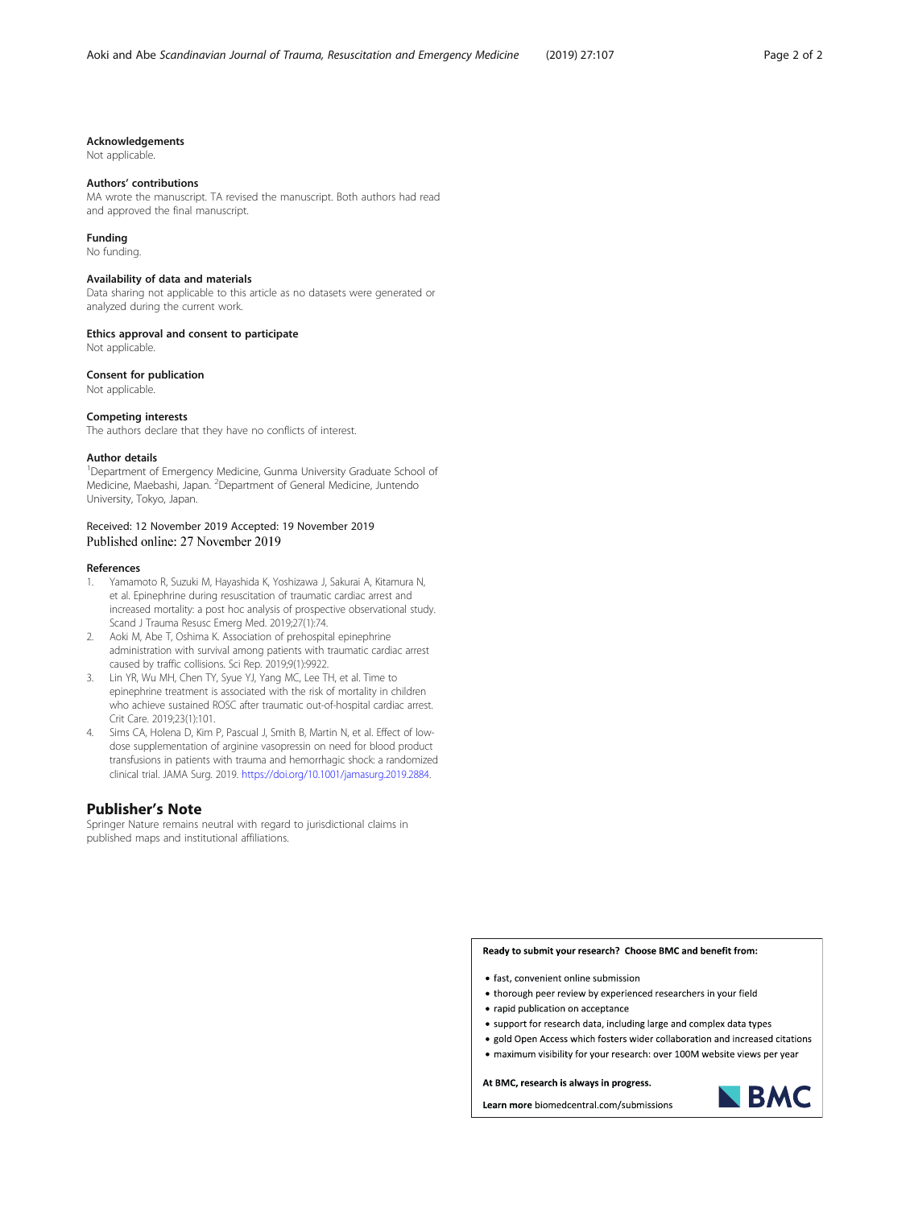### Acknowledgements

Not applicable.

### Authors' contributions

MA wrote the manuscript. TA revised the manuscript. Both authors had read and approved the final manuscript.

### Funding

No funding.

### Availability of data and materials

Data sharing not applicable to this article as no datasets were generated or analyzed during the current work.

### Ethics approval and consent to participate

Not applicable.

### Consent for publication

Not applicable.

### Competing interests

The authors declare that they have no conflicts of interest.

### Author details

[1]Department of Emergency Medicine, Gunma University Graduate School of Medicine, Maebashi, Japan. [2]Department of General Medicine, Juntendo University, Tokyo, Japan.

Received: 12 November 2019 Accepted: 19 November 2019
Published online: 27 November 2019

### References

1. Yamamoto R, Suzuki M, Hayashida K, Yoshizawa J, Sakurai A, Kitamura N, et al. Epinephrine during resuscitation of traumatic cardiac arrest and increased mortality: a post hoc analysis of prospective observational study. Scand J Trauma Resusc Emerg Med. 2019;27(1):74.
2. Aoki M, Abe T, Oshima K. Association of prehospital epinephrine administration with survival among patients with traumatic cardiac arrest caused by traffic collisions. Sci Rep. 2019;9(1):9922.
3. Lin YR, Wu MH, Chen TY, Syue YJ, Yang MC, Lee TH, et al. Time to epinephrine treatment is associated with the risk of mortality in children who achieve sustained ROSC after traumatic out-of-hospital cardiac arrest. Crit Care. 2019;23(1):101.
4. Sims CA, Holena D, Kim P, Pascual J, Smith B, Martin N, et al. Effect of low-dose supplementation of arginine vasopressin on need for blood product transfusions in patients with trauma and hemorrhagic shock: a randomized clinical trial. JAMA Surg. 2019. https://doi.org/10.1001/jamasurg.2019.2884.

## Publisher's Note

Springer Nature remains neutral with regard to jurisdictional claims in published maps and institutional affiliations.

**Ready to submit your research? Choose BMC and benefit from:**

- fast, convenient online submission
- thorough peer review by experienced researchers in your field
- rapid publication on acceptance
- support for research data, including large and complex data types
- gold Open Access which fosters wider collaboration and increased citations
- maximum visibility for your research: over 100M website views per year

**At BMC, research is always in progress.**

**Learn more** biomedcentral.com/submissions

BMC